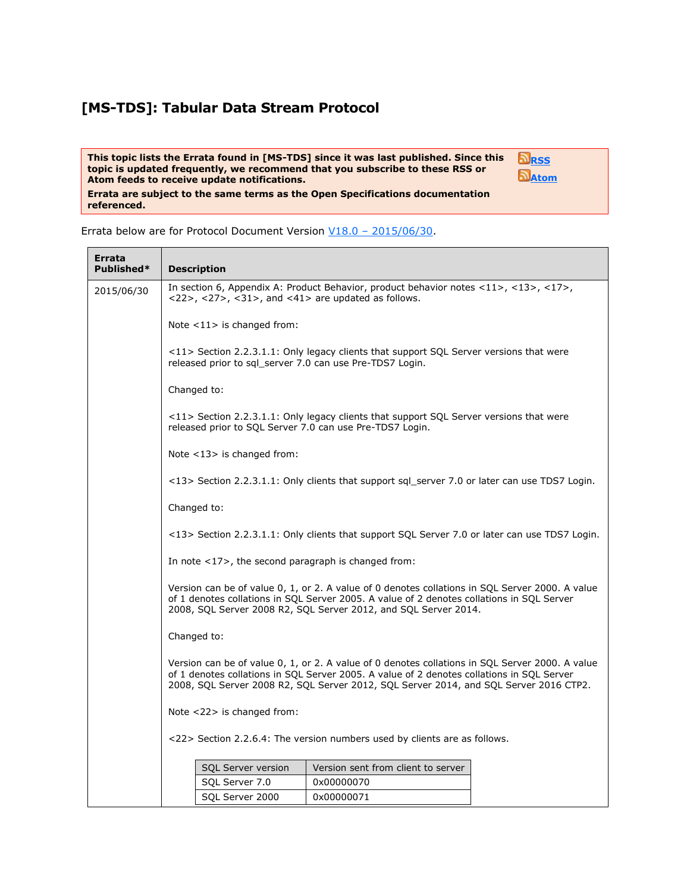# [MS-TDS]: Tabular Data Stream Protocol

**This topic lists the Errata found in [MS-TDS] since it was last published. Since this topic is updated frequently, we recommend that you subscribe to these RSS or Atom feeds to receive update notifications.**

**Errata are subject to the same terms as the Open Specifications documentation referenced.**

RSS

Atom

Errata below are for Protocol Document Version V18.0 – 2015/06/30.

| Errata Published* | Description |
|---|---|
| 2015/06/30 | In section 6, Appendix A: Product Behavior, product behavior notes <11>, <13>, <17>, <22>, <27>, <31>, and <41> are updated as follows.<br><br>Note <11> is changed from:<br><br><11> Section 2.2.3.1.1: Only legacy clients that support SQL Server versions that were released prior to sql_server 7.0 can use Pre-TDS7 Login.<br><br>Changed to:<br><br><11> Section 2.2.3.1.1: Only legacy clients that support SQL Server versions that were released prior to SQL Server 7.0 can use Pre-TDS7 Login.<br><br>Note <13> is changed from:<br><br><13> Section 2.2.3.1.1: Only clients that support sql_server 7.0 or later can use TDS7 Login.<br><br>Changed to:<br><br><13> Section 2.2.3.1.1: Only clients that support SQL Server 7.0 or later can use TDS7 Login.<br><br>In note <17>, the second paragraph is changed from:<br><br>Version can be of value 0, 1, or 2. A value of 0 denotes collations in SQL Server 2000. A value of 1 denotes collations in SQL Server 2005. A value of 2 denotes collations in SQL Server 2008, SQL Server 2008 R2, SQL Server 2012, and SQL Server 2014.<br><br>Changed to:<br><br>Version can be of value 0, 1, or 2. A value of 0 denotes collations in SQL Server 2000. A value of 1 denotes collations in SQL Server 2005. A value of 2 denotes collations in SQL Server 2008, SQL Server 2008 R2, SQL Server 2012, SQL Server 2014, and SQL Server 2016 CTP2.<br><br>Note <22> is changed from:<br><br><22> Section 2.2.6.4: The version numbers used by clients are as follows.<br><br>SQL Server version / Version sent from client to server:<br>SQL Server 7.0 — 0x00000070<br>SQL Server 2000 — 0x00000071 |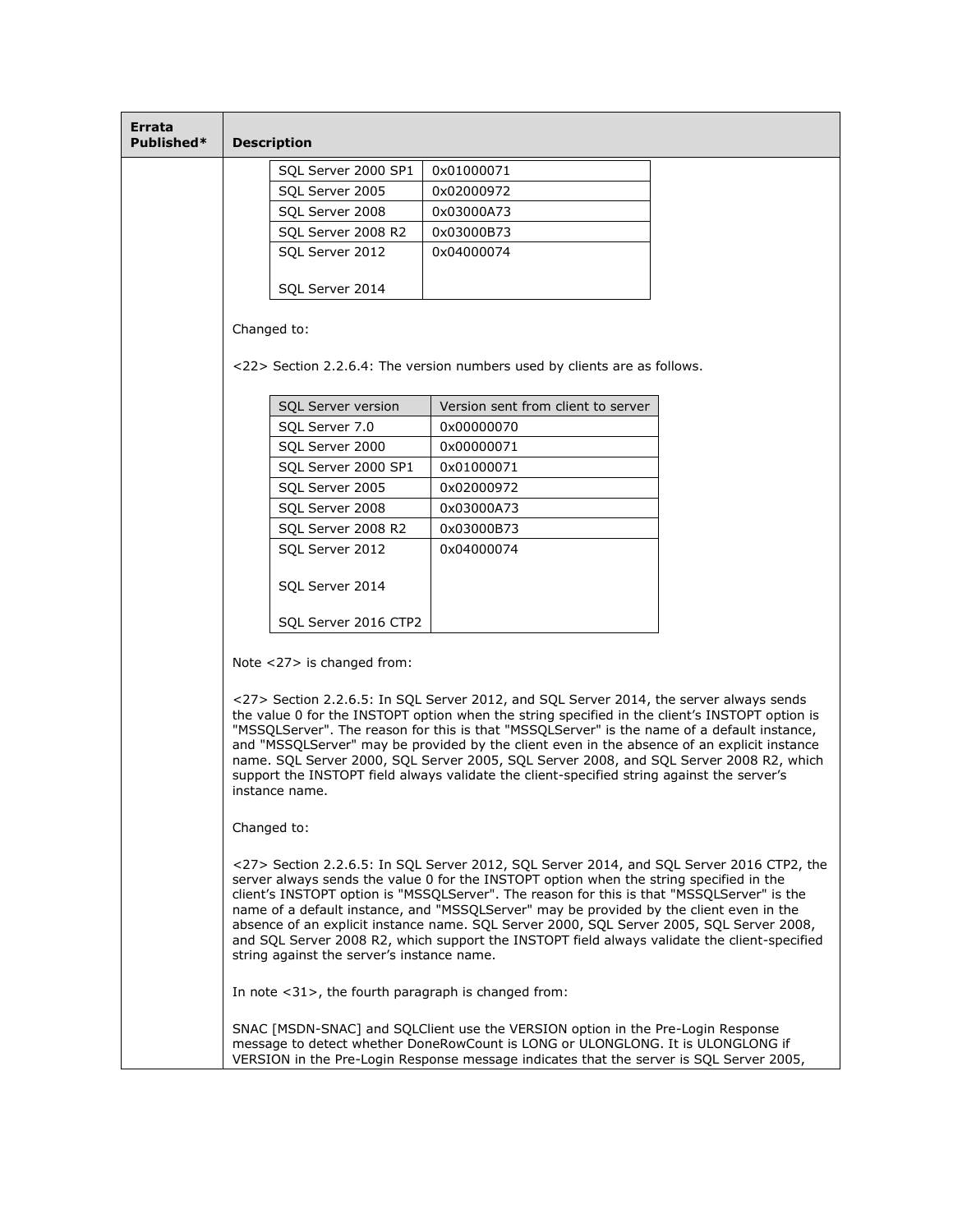| Errata Published* | Description |
|---|---|

| | |
|---|---|
| SQL Server 2000 SP1 | 0x01000071 |
| SQL Server 2005 | 0x02000972 |
| SQL Server 2008 | 0x03000A73 |
| SQL Server 2008 R2 | 0x03000B73 |
| SQL Server 2012<br><br>SQL Server 2014 | 0x04000074 |

Changed to:

<22> Section 2.2.6.4: The version numbers used by clients are as follows.

| SQL Server version | Version sent from client to server |
|---|---|
| SQL Server 7.0 | 0x00000070 |
| SQL Server 2000 | 0x00000071 |
| SQL Server 2000 SP1 | 0x01000071 |
| SQL Server 2005 | 0x02000972 |
| SQL Server 2008 | 0x03000A73 |
| SQL Server 2008 R2 | 0x03000B73 |
| SQL Server 2012<br><br>SQL Server 2014<br><br>SQL Server 2016 CTP2 | 0x04000074 |

Note <27> is changed from:

<27> Section 2.2.6.5: In SQL Server 2012, and SQL Server 2014, the server always sends the value 0 for the INSTOPT option when the string specified in the client's INSTOPT option is "MSSQLServer". The reason for this is that "MSSQLServer" is the name of a default instance, and "MSSQLServer" may be provided by the client even in the absence of an explicit instance name. SQL Server 2000, SQL Server 2005, SQL Server 2008, and SQL Server 2008 R2, which support the INSTOPT field always validate the client-specified string against the server's instance name.

Changed to:

<27> Section 2.2.6.5: In SQL Server 2012, SQL Server 2014, and SQL Server 2016 CTP2, the server always sends the value 0 for the INSTOPT option when the string specified in the client's INSTOPT option is "MSSQLServer". The reason for this is that "MSSQLServer" is the name of a default instance, and "MSSQLServer" may be provided by the client even in the absence of an explicit instance name. SQL Server 2000, SQL Server 2005, SQL Server 2008, and SQL Server 2008 R2, which support the INSTOPT field always validate the client-specified string against the server's instance name.

In note <31>, the fourth paragraph is changed from:

SNAC [MSDN-SNAC] and SQLClient use the VERSION option in the Pre-Login Response message to detect whether DoneRowCount is LONG or ULONGLONG. It is ULONGLONG if VERSION in the Pre-Login Response message indicates that the server is SQL Server 2005,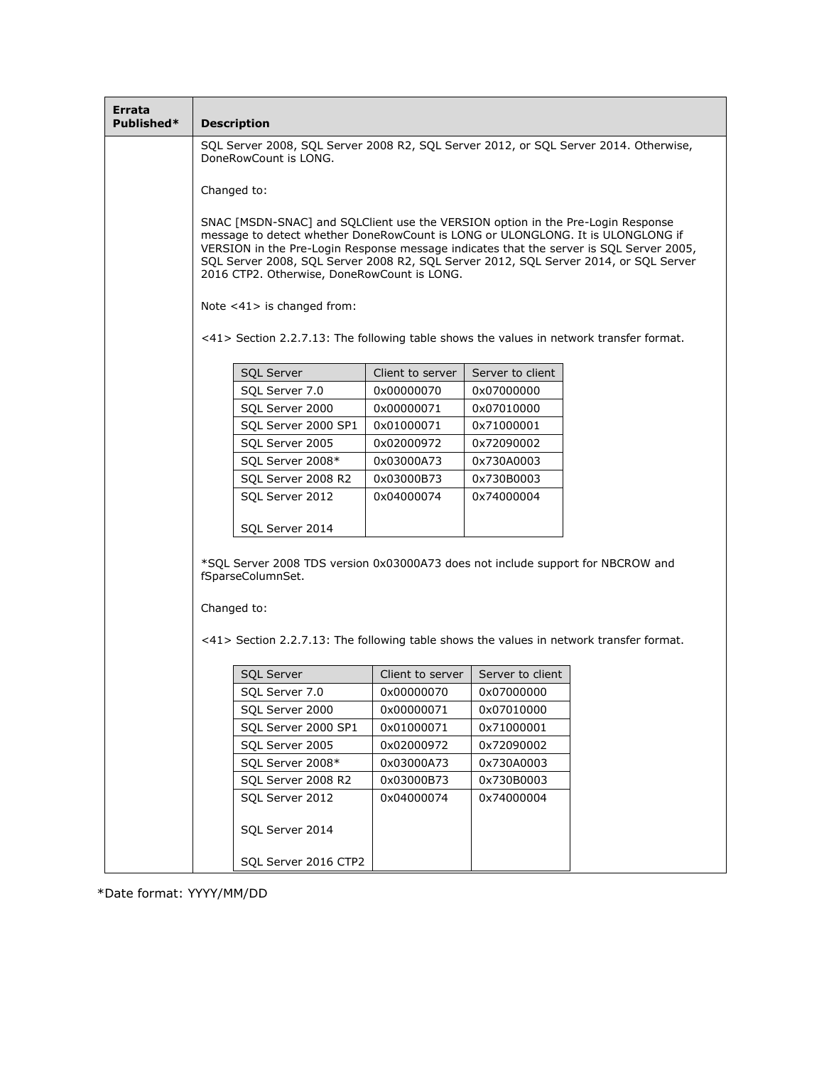| Errata Published* | Description |
|---|---|
| | SQL Server 2008, SQL Server 2008 R2, SQL Server 2012, or SQL Server 2014. Otherwise, DoneRowCount is LONG.<br><br>Changed to:<br><br>SNAC [MSDN-SNAC] and SQLClient use the VERSION option in the Pre-Login Response message to detect whether DoneRowCount is LONG or ULONGLONG. It is ULONGLONG if VERSION in the Pre-Login Response message indicates that the server is SQL Server 2005, SQL Server 2008, SQL Server 2008 R2, SQL Server 2012, SQL Server 2014, or SQL Server 2016 CTP2. Otherwise, DoneRowCount is LONG.<br><br>Note <41> is changed from:<br><br><41> Section 2.2.7.13: The following table shows the values in network transfer format. |

| SQL Server | Client to server | Server to client |
|---|---|---|
| SQL Server 7.0 | 0x00000070 | 0x07000000 |
| SQL Server 2000 | 0x00000071 | 0x07010000 |
| SQL Server 2000 SP1 | 0x01000071 | 0x71000001 |
| SQL Server 2005 | 0x02000972 | 0x72090002 |
| SQL Server 2008* | 0x03000A73 | 0x730A0003 |
| SQL Server 2008 R2 | 0x03000B73 | 0x730B0003 |
| SQL Server 2012<br><br>SQL Server 2014 | 0x04000074 | 0x74000004 |

*SQL Server 2008 TDS version 0x03000A73 does not include support for NBCROW and fSparseColumnSet.

Changed to:

<41> Section 2.2.7.13: The following table shows the values in network transfer format.

| SQL Server | Client to server | Server to client |
|---|---|---|
| SQL Server 7.0 | 0x00000070 | 0x07000000 |
| SQL Server 2000 | 0x00000071 | 0x07010000 |
| SQL Server 2000 SP1 | 0x01000071 | 0x71000001 |
| SQL Server 2005 | 0x02000972 | 0x72090002 |
| SQL Server 2008* | 0x03000A73 | 0x730A0003 |
| SQL Server 2008 R2 | 0x03000B73 | 0x730B0003 |
| SQL Server 2012<br><br>SQL Server 2014<br><br>SQL Server 2016 CTP2 | 0x04000074 | 0x74000004 |

*Date format: YYYY/MM/DD